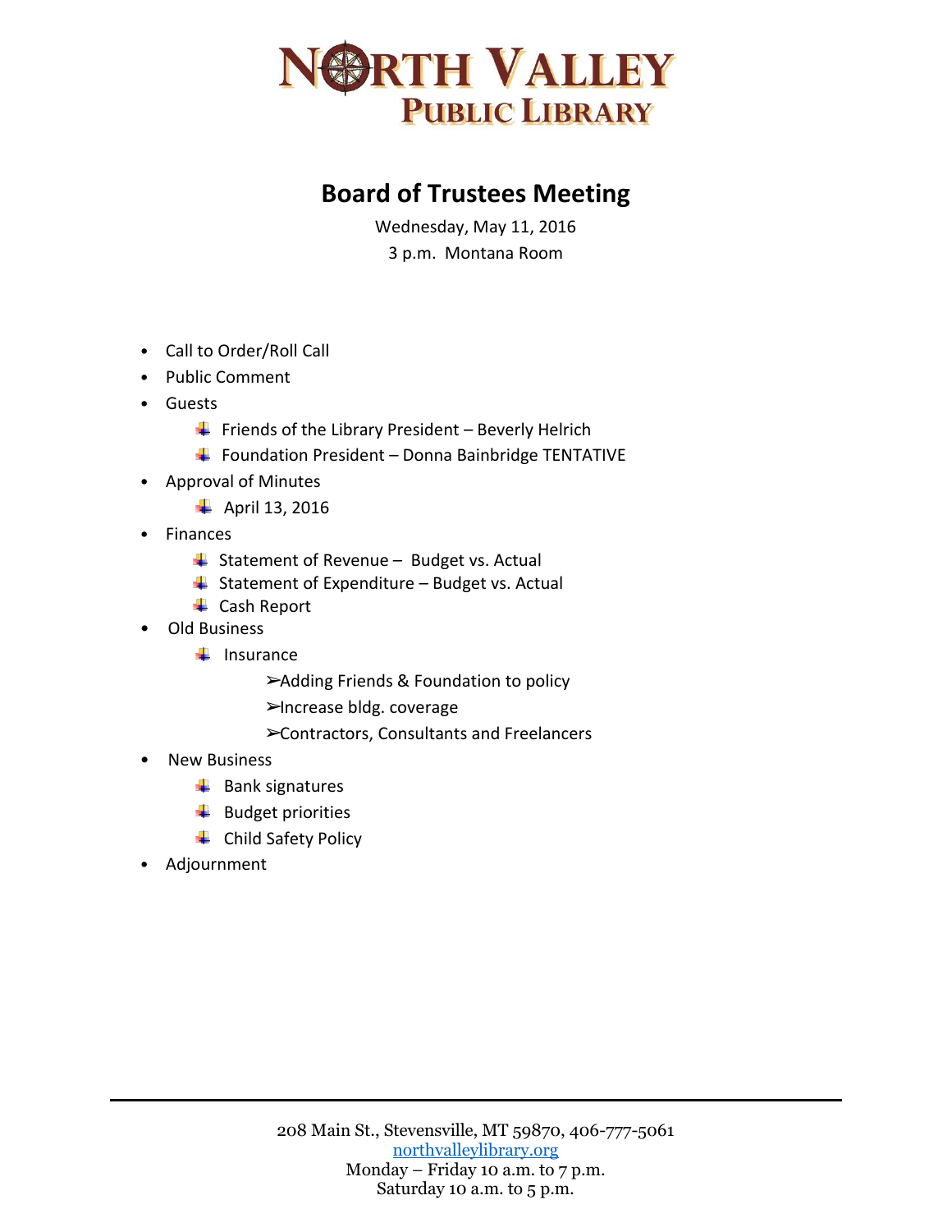# NORTH VALLEY PUBLIC LIBRARY

## Board of Trustees Meeting

Wednesday, May 11, 2016

3 p.m. Montana Room

- Call to Order/Roll Call
- Public Comment
- Guests
  - Friends of the Library President – Beverly Helrich
  - Foundation President – Donna Bainbridge TENTATIVE
- Approval of Minutes
  - April 13, 2016
- Finances
  - Statement of Revenue – Budget vs. Actual
  - Statement of Expenditure – Budget vs. Actual
  - Cash Report
- Old Business
  - Insurance
    - Adding Friends & Foundation to policy
    - Increase bldg. coverage
    - Contractors, Consultants and Freelancers
- New Business
  - Bank signatures
  - Budget priorities
  - Child Safety Policy
- Adjournment

208 Main St., Stevensville, MT 59870, 406-777-5061
northvalleylibrary.org
Monday – Friday 10 a.m. to 7 p.m.
Saturday 10 a.m. to 5 p.m.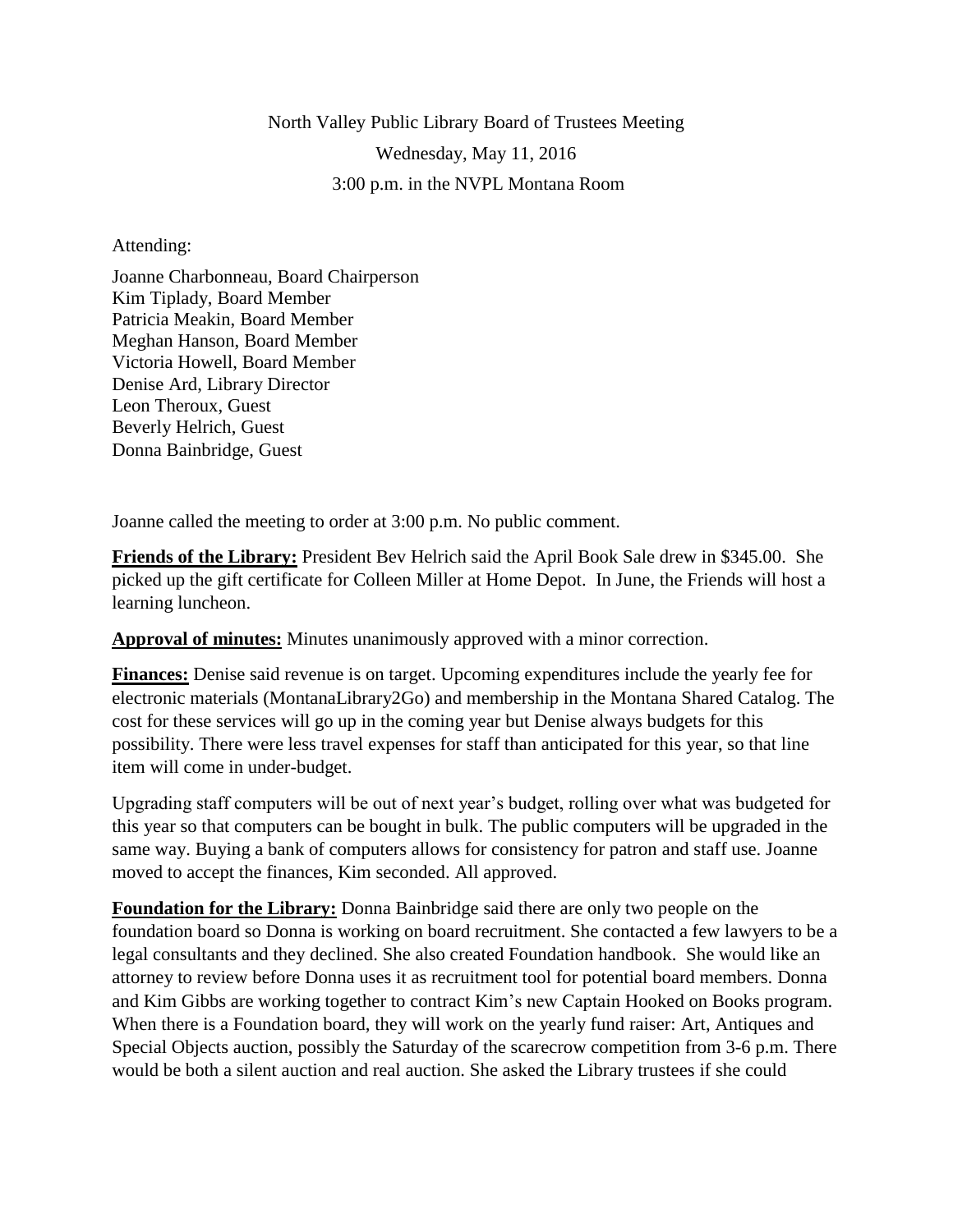North Valley Public Library Board of Trustees Meeting

Wednesday, May 11, 2016

3:00 p.m. in the NVPL Montana Room

Attending:

Joanne Charbonneau, Board Chairperson
Kim Tiplady, Board Member
Patricia Meakin, Board Member
Meghan Hanson, Board Member
Victoria Howell, Board Member
Denise Ard, Library Director
Leon Theroux, Guest
Beverly Helrich, Guest
Donna Bainbridge, Guest

Joanne called the meeting to order at 3:00 p.m. No public comment.

**Friends of the Library:** President Bev Helrich said the April Book Sale drew in $345.00. She picked up the gift certificate for Colleen Miller at Home Depot. In June, the Friends will host a learning luncheon.

**Approval of minutes:** Minutes unanimously approved with a minor correction.

**Finances:** Denise said revenue is on target. Upcoming expenditures include the yearly fee for electronic materials (MontanaLibrary2Go) and membership in the Montana Shared Catalog. The cost for these services will go up in the coming year but Denise always budgets for this possibility. There were less travel expenses for staff than anticipated for this year, so that line item will come in under-budget.

Upgrading staff computers will be out of next year's budget, rolling over what was budgeted for this year so that computers can be bought in bulk. The public computers will be upgraded in the same way. Buying a bank of computers allows for consistency for patron and staff use. Joanne moved to accept the finances, Kim seconded. All approved.

**Foundation for the Library:** Donna Bainbridge said there are only two people on the foundation board so Donna is working on board recruitment. She contacted a few lawyers to be a legal consultants and they declined. She also created Foundation handbook. She would like an attorney to review before Donna uses it as recruitment tool for potential board members. Donna and Kim Gibbs are working together to contract Kim's new Captain Hooked on Books program. When there is a Foundation board, they will work on the yearly fund raiser: Art, Antiques and Special Objects auction, possibly the Saturday of the scarecrow competition from 3-6 p.m. There would be both a silent auction and real auction. She asked the Library trustees if she could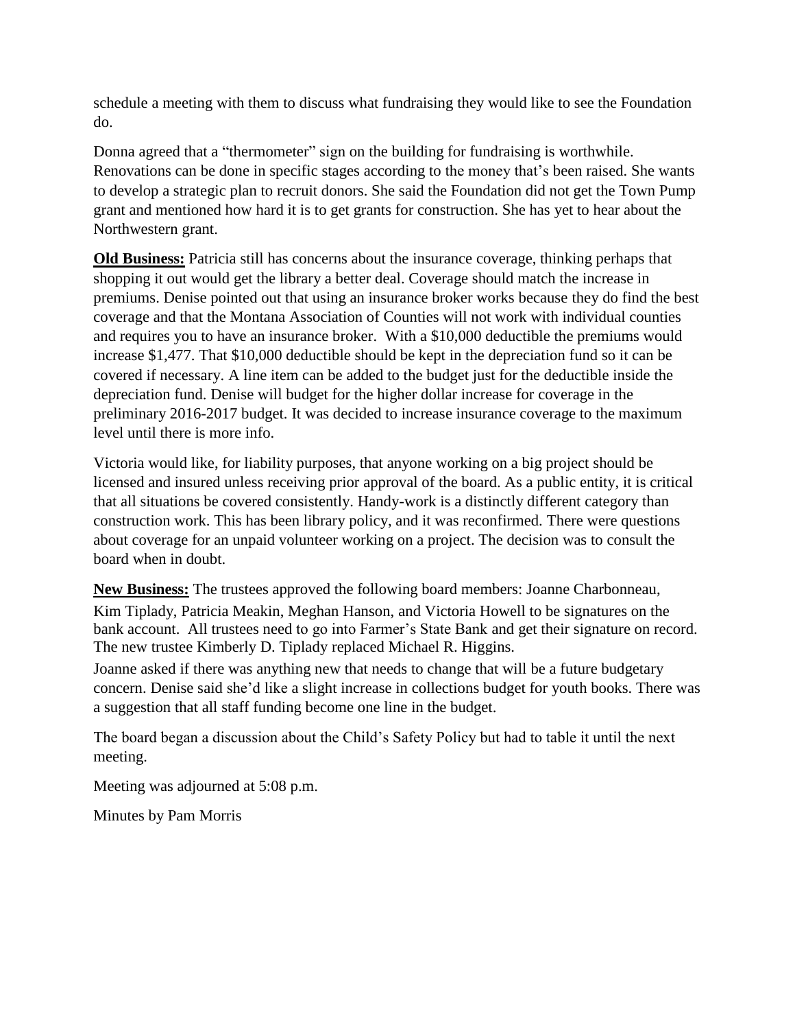schedule a meeting with them to discuss what fundraising they would like to see the Foundation do.

Donna agreed that a "thermometer" sign on the building for fundraising is worthwhile. Renovations can be done in specific stages according to the money that's been raised. She wants to develop a strategic plan to recruit donors. She said the Foundation did not get the Town Pump grant and mentioned how hard it is to get grants for construction. She has yet to hear about the Northwestern grant.

**Old Business:** Patricia still has concerns about the insurance coverage, thinking perhaps that shopping it out would get the library a better deal. Coverage should match the increase in premiums. Denise pointed out that using an insurance broker works because they do find the best coverage and that the Montana Association of Counties will not work with individual counties and requires you to have an insurance broker. With a $10,000 deductible the premiums would increase $1,477. That $10,000 deductible should be kept in the depreciation fund so it can be covered if necessary. A line item can be added to the budget just for the deductible inside the depreciation fund. Denise will budget for the higher dollar increase for coverage in the preliminary 2016-2017 budget. It was decided to increase insurance coverage to the maximum level until there is more info.

Victoria would like, for liability purposes, that anyone working on a big project should be licensed and insured unless receiving prior approval of the board. As a public entity, it is critical that all situations be covered consistently. Handy-work is a distinctly different category than construction work. This has been library policy, and it was reconfirmed. There were questions about coverage for an unpaid volunteer working on a project. The decision was to consult the board when in doubt.

**New Business:** The trustees approved the following board members: Joanne Charbonneau, Kim Tiplady, Patricia Meakin, Meghan Hanson, and Victoria Howell to be signatures on the bank account. All trustees need to go into Farmer's State Bank and get their signature on record. The new trustee Kimberly D. Tiplady replaced Michael R. Higgins.

Joanne asked if there was anything new that needs to change that will be a future budgetary concern. Denise said she'd like a slight increase in collections budget for youth books. There was a suggestion that all staff funding become one line in the budget.

The board began a discussion about the Child's Safety Policy but had to table it until the next meeting.

Meeting was adjourned at 5:08 p.m.

Minutes by Pam Morris